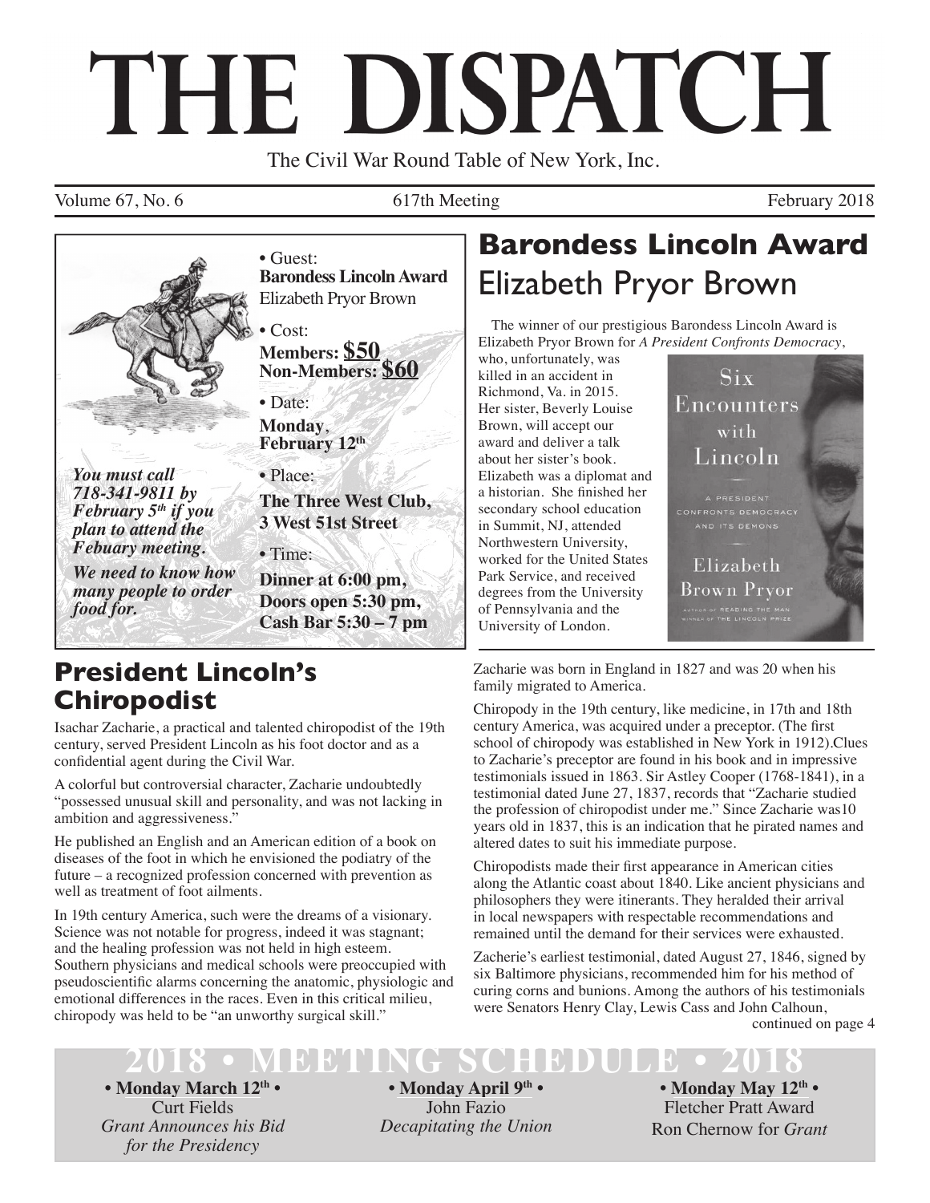# THE DISPATCH

The Civil War Round Table of New York, Inc.

Volume 67, No. 6 | 617th Meeting | February 2018

• Guest:
**Barondess Lincoln Award**
Elizabeth Pryor Brown

• Cost:
**Members: $50**
**Non-Members: $60**

• Date:
**Monday**, **February 12th**

• Place:
**The Three West Club, 3 West 51st Street**

• Time:
**Dinner at 6:00 pm, Doors open 5:30 pm, Cash Bar 5:30 – 7 pm**

***You must call 718-341-9811 by February 5th if you plan to attend the Febuary meeting.***

***We need to know how many people to order food for.***

## Barondess Lincoln Award
## Elizabeth Pryor Brown

The winner of our prestigious Barondess Lincoln Award is Elizabeth Pryor Brown for *A President Confronts Democracy*, who, unfortunately, was killed in an accident in Richmond, Va. in 2015. Her sister, Beverly Louise Brown, will accept our award and deliver a talk about her sister's book. Elizabeth was a diplomat and a historian. She finished her secondary school education in Summit, NJ, attended Northwestern University, worked for the United States Park Service, and received degrees from the University of Pennsylvania and the University of London.

## President Lincoln's Chiropodist

Isachar Zacharie, a practical and talented chiropodist of the 19th century, served President Lincoln as his foot doctor and as a confidential agent during the Civil War.

A colorful but controversial character, Zacharie undoubtedly "possessed unusual skill and personality, and was not lacking in ambition and aggressiveness."

He published an English and an American edition of a book on diseases of the foot in which he envisioned the podiatry of the future – a recognized profession concerned with prevention as well as treatment of foot ailments.

In 19th century America, such were the dreams of a visionary. Science was not notable for progress, indeed it was stagnant; and the healing profession was not held in high esteem. Southern physicians and medical schools were preoccupied with pseudoscientific alarms concerning the anatomic, physiologic and emotional differences in the races. Even in this critical milieu, chiropody was held to be "an unworthy surgical skill."

Zacharie was born in England in 1827 and was 20 when his family migrated to America.

Chiropody in the 19th century, like medicine, in 17th and 18th century America, was acquired under a preceptor. (The first school of chiropody was established in New York in 1912).Clues to Zacharie's preceptor are found in his book and in impressive testimonials issued in 1863. Sir Astley Cooper (1768-1841), in a testimonial dated June 27, 1837, records that "Zacharie studied the profession of chiropodist under me." Since Zacharie was10 years old in 1837, this is an indication that he pirated names and altered dates to suit his immediate purpose.

Chiropodists made their first appearance in American cities along the Atlantic coast about 1840. Like ancient physicians and philosophers they were itinerants. They heralded their arrival in local newspapers with respectable recommendations and remained until the demand for their services were exhausted.

Zacherie's earliest testimonial, dated August 27, 1846, signed by six Baltimore physicians, recommended him for his method of curing corns and bunions. Among the authors of his testimonials were Senators Henry Clay, Lewis Cass and John Calhoun,

continued on page 4

## 2018 • MEETING SCHEDULE • 2018

**• Monday March 12th •**
Curt Fields
*Grant Announces his Bid for the Presidency*

**• Monday April 9th •**
John Fazio
*Decapitating the Union*

**• Monday May 12th •**
Fletcher Pratt Award
Ron Chernow for *Grant*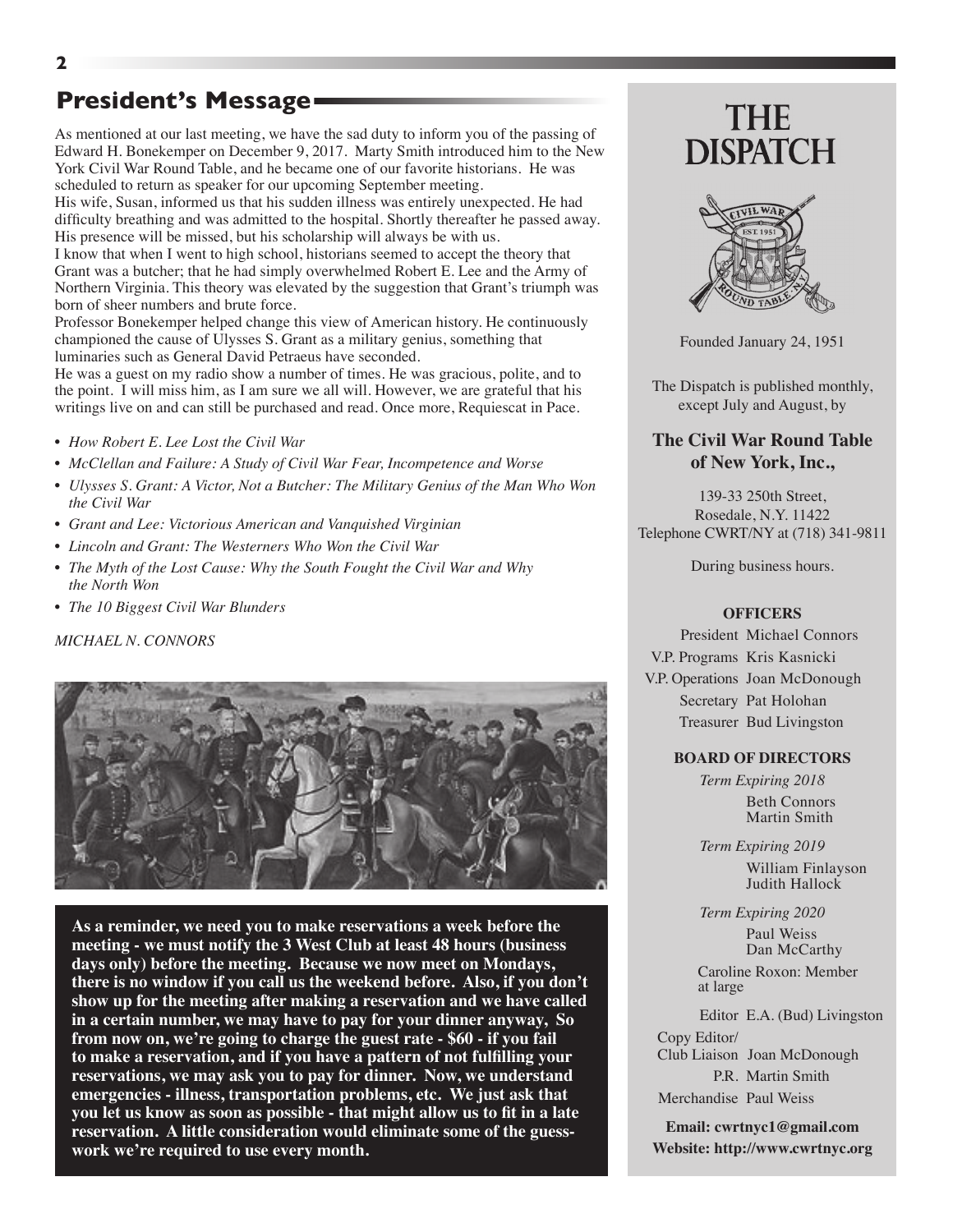## President's Message

As mentioned at our last meeting, we have the sad duty to inform you of the passing of Edward H. Bonekemper on December 9, 2017. Marty Smith introduced him to the New York Civil War Round Table, and he became one of our favorite historians. He was scheduled to return as speaker for our upcoming September meeting.

His wife, Susan, informed us that his sudden illness was entirely unexpected. He had difficulty breathing and was admitted to the hospital. Shortly thereafter he passed away. His presence will be missed, but his scholarship will always be with us.

I know that when I went to high school, historians seemed to accept the theory that Grant was a butcher; that he had simply overwhelmed Robert E. Lee and the Army of Northern Virginia. This theory was elevated by the suggestion that Grant's triumph was born of sheer numbers and brute force.

Professor Bonekemper helped change this view of American history. He continuously championed the cause of Ulysses S. Grant as a military genius, something that luminaries such as General David Petraeus have seconded.

He was a guest on my radio show a number of times. He was gracious, polite, and to the point. I will miss him, as I am sure we all will. However, we are grateful that his writings live on and can still be purchased and read. Once more, Requiescat in Pace.

- *How Robert E. Lee Lost the Civil War*
- *McClellan and Failure: A Study of Civil War Fear, Incompetence and Worse*
- *Ulysses S. Grant: A Victor, Not a Butcher: The Military Genius of the Man Who Won the Civil War*
- *Grant and Lee: Victorious American and Vanquished Virginian*
- *Lincoln and Grant: The Westerners Who Won the Civil War*
- *The Myth of the Lost Cause: Why the South Fought the Civil War and Why the North Won*
- *The 10 Biggest Civil War Blunders*

*MICHAEL N. CONNORS*

**As a reminder, we need you to make reservations a week before the meeting - we must notify the 3 West Club at least 48 hours (business days only) before the meeting. Because we now meet on Mondays, there is no window if you call us the weekend before. Also, if you don't show up for the meeting after making a reservation and we have called in a certain number, we may have to pay for your dinner anyway, So from now on, we're going to charge the guest rate - $60 - if you fail to make a reservation, and if you have a pattern of not fulfilling your reservations, we may ask you to pay for dinner. Now, we understand emergencies - illness, transportation problems, etc. We just ask that you let us know as soon as possible - that might allow us to fit in a late reservation. A little consideration would eliminate some of the guess-work we're required to use every month.**

# THE DISPATCH

Founded January 24, 1951

The Dispatch is published monthly, except July and August, by

**The Civil War Round Table of New York, Inc.,**

139-33 250th Street,
Rosedale, N.Y. 11422
Telephone CWRT/NY at (718) 341-9811

During business hours.

**OFFICERS**

President Michael Connors
V.P. Programs Kris Kasnicki
V.P. Operations Joan McDonough
Secretary Pat Holohan
Treasurer Bud Livingston

**BOARD OF DIRECTORS**

*Term Expiring 2018*
Beth Connors
Martin Smith

*Term Expiring 2019*
William Finlayson
Judith Hallock

*Term Expiring 2020*
Paul Weiss
Dan McCarthy

Caroline Roxon: Member at large

Editor E.A. (Bud) Livingston
Copy Editor/ Club Liaison Joan McDonough
P.R. Martin Smith
Merchandise Paul Weiss

**Email: cwrtnyc1@gmail.com**
**Website: http://www.cwrtnyc.org**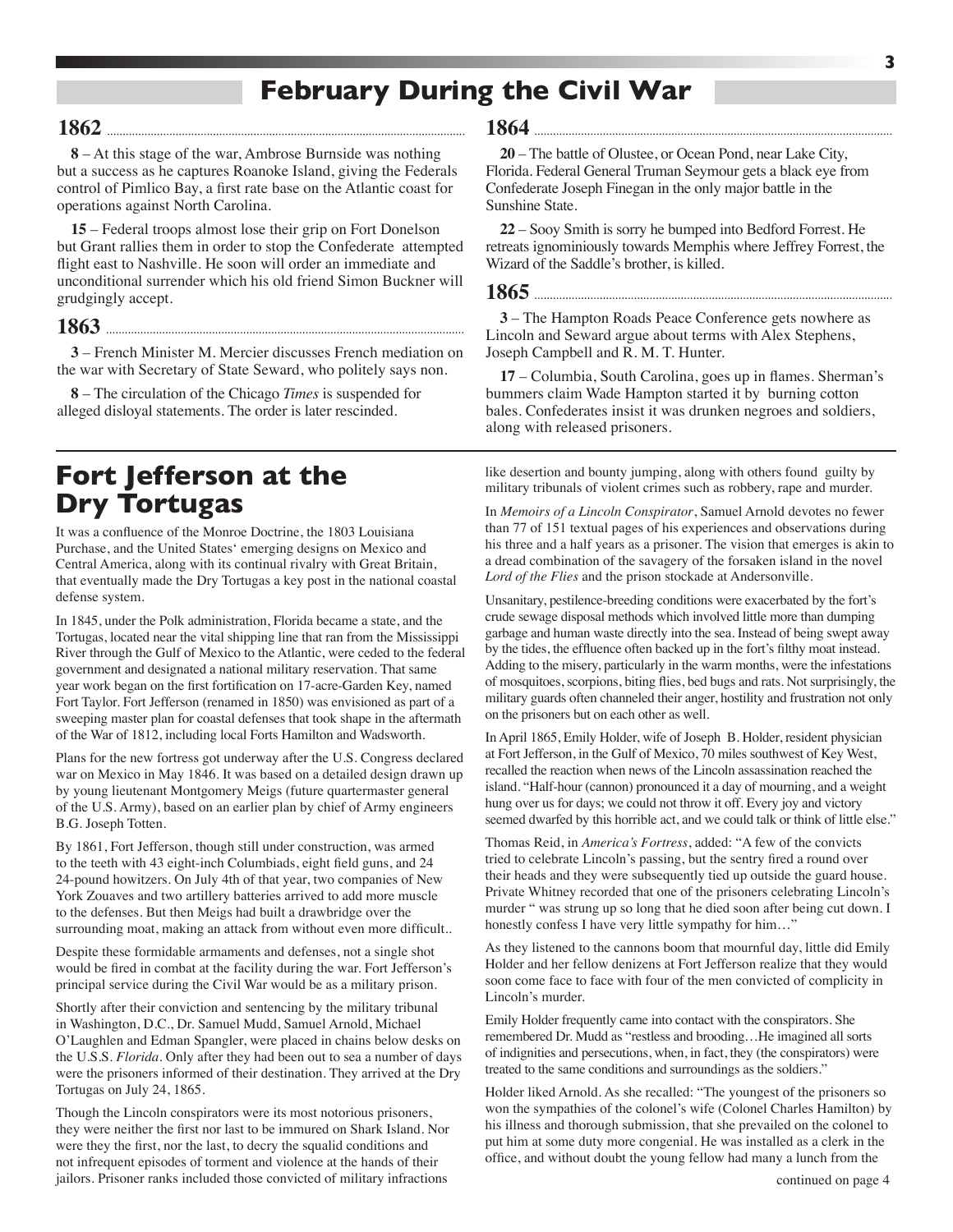# February During the Civil War

## 1862

**8** – At this stage of the war, Ambrose Burnside was nothing but a success as he captures Roanoke Island, giving the Federals control of Pimlico Bay, a first rate base on the Atlantic coast for operations against North Carolina.

**15** – Federal troops almost lose their grip on Fort Donelson but Grant rallies them in order to stop the Confederate attempted flight east to Nashville. He soon will order an immediate and unconditional surrender which his old friend Simon Buckner will grudgingly accept.

## 1863

**3** – French Minister M. Mercier discusses French mediation on the war with Secretary of State Seward, who politely says non.

**8** – The circulation of the Chicago *Times* is suspended for alleged disloyal statements. The order is later rescinded.

## 1864

**20** – The battle of Olustee, or Ocean Pond, near Lake City, Florida. Federal General Truman Seymour gets a black eye from Confederate Joseph Finegan in the only major battle in the Sunshine State.

**22** – Sooy Smith is sorry he bumped into Bedford Forrest. He retreats ignominiously towards Memphis where Jeffrey Forrest, the Wizard of the Saddle's brother, is killed.

## 1865

**3** – The Hampton Roads Peace Conference gets nowhere as Lincoln and Seward argue about terms with Alex Stephens, Joseph Campbell and R. M. T. Hunter.

**17** – Columbia, South Carolina, goes up in flames. Sherman's bummers claim Wade Hampton started it by burning cotton bales. Confederates insist it was drunken negroes and soldiers, along with released prisoners.

# Fort Jefferson at the Dry Tortugas

It was a confluence of the Monroe Doctrine, the 1803 Louisiana Purchase, and the United States' emerging designs on Mexico and Central America, along with its continual rivalry with Great Britain, that eventually made the Dry Tortugas a key post in the national coastal defense system.

In 1845, under the Polk administration, Florida became a state, and the Tortugas, located near the vital shipping line that ran from the Mississippi River through the Gulf of Mexico to the Atlantic, were ceded to the federal government and designated a national military reservation. That same year work began on the first fortification on 17-acre-Garden Key, named Fort Taylor. Fort Jefferson (renamed in 1850) was envisioned as part of a sweeping master plan for coastal defenses that took shape in the aftermath of the War of 1812, including local Forts Hamilton and Wadsworth.

Plans for the new fortress got underway after the U.S. Congress declared war on Mexico in May 1846. It was based on a detailed design drawn up by young lieutenant Montgomery Meigs (future quartermaster general of the U.S. Army), based on an earlier plan by chief of Army engineers B.G. Joseph Totten.

By 1861, Fort Jefferson, though still under construction, was armed to the teeth with 43 eight-inch Columbiads, eight field guns, and 24 24-pound howitzers. On July 4th of that year, two companies of New York Zouaves and two artillery batteries arrived to add more muscle to the defenses. But then Meigs had built a drawbridge over the surrounding moat, making an attack from without even more difficult..

Despite these formidable armaments and defenses, not a single shot would be fired in combat at the facility during the war. Fort Jefferson's principal service during the Civil War would be as a military prison.

Shortly after their conviction and sentencing by the military tribunal in Washington, D.C., Dr. Samuel Mudd, Samuel Arnold, Michael O'Laughlen and Edman Spangler, were placed in chains below desks on the U.S.S. *Florida*. Only after they had been out to sea a number of days were the prisoners informed of their destination. They arrived at the Dry Tortugas on July 24, 1865.

Though the Lincoln conspirators were its most notorious prisoners, they were neither the first nor last to be immured on Shark Island. Nor were they the first, nor the last, to decry the squalid conditions and not infrequent episodes of torment and violence at the hands of their jailors. Prisoner ranks included those convicted of military infractions like desertion and bounty jumping, along with others found guilty by military tribunals of violent crimes such as robbery, rape and murder.

In *Memoirs of a Lincoln Conspirator*, Samuel Arnold devotes no fewer than 77 of 151 textual pages of his experiences and observations during his three and a half years as a prisoner. The vision that emerges is akin to a dread combination of the savagery of the forsaken island in the novel *Lord of the Flies* and the prison stockade at Andersonville.

Unsanitary, pestilence-breeding conditions were exacerbated by the fort's crude sewage disposal methods which involved little more than dumping garbage and human waste directly into the sea. Instead of being swept away by the tides, the effluence often backed up in the fort's filthy moat instead. Adding to the misery, particularly in the warm months, were the infestations of mosquitoes, scorpions, biting flies, bed bugs and rats. Not surprisingly, the military guards often channeled their anger, hostility and frustration not only on the prisoners but on each other as well.

In April 1865, Emily Holder, wife of Joseph B. Holder, resident physician at Fort Jefferson, in the Gulf of Mexico, 70 miles southwest of Key West, recalled the reaction when news of the Lincoln assassination reached the island. "Half-hour (cannon) pronounced it a day of mourning, and a weight hung over us for days; we could not throw it off. Every joy and victory seemed dwarfed by this horrible act, and we could talk or think of little else."

Thomas Reid, in *America's Fortress*, added: "A few of the convicts tried to celebrate Lincoln's passing, but the sentry fired a round over their heads and they were subsequently tied up outside the guard house. Private Whitney recorded that one of the prisoners celebrating Lincoln's murder " was strung up so long that he died soon after being cut down. I honestly confess I have very little sympathy for him…"

As they listened to the cannons boom that mournful day, little did Emily Holder and her fellow denizens at Fort Jefferson realize that they would soon come face to face with four of the men convicted of complicity in Lincoln's murder.

Emily Holder frequently came into contact with the conspirators. She remembered Dr. Mudd as "restless and brooding…He imagined all sorts of indignities and persecutions, when, in fact, they (the conspirators) were treated to the same conditions and surroundings as the soldiers."

Holder liked Arnold. As she recalled: "The youngest of the prisoners so won the sympathies of the colonel's wife (Colonel Charles Hamilton) by his illness and thorough submission, that she prevailed on the colonel to put him at some duty more congenial. He was installed as a clerk in the office, and without doubt the young fellow had many a lunch from the

continued on page 4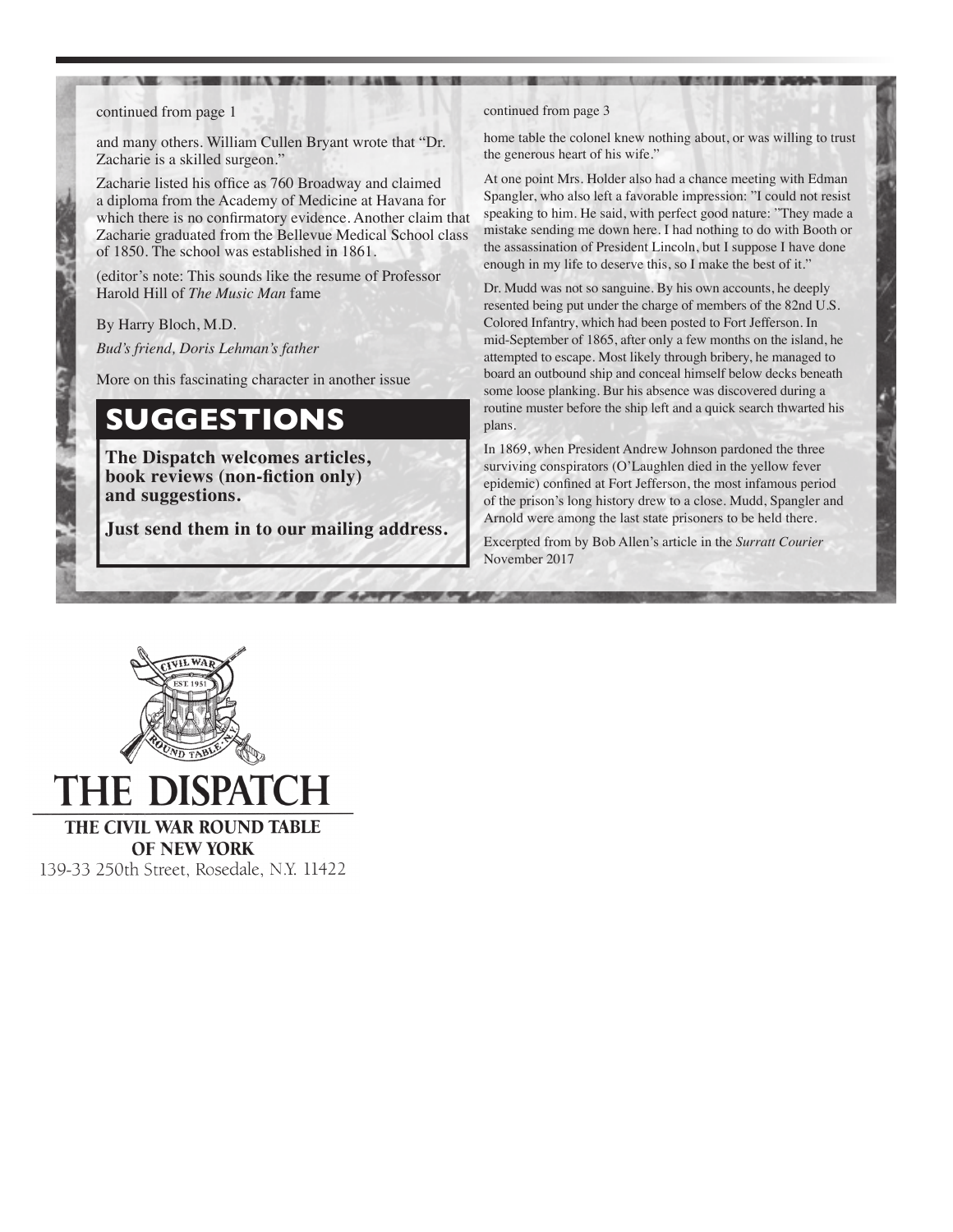continued from page 1

and many others. William Cullen Bryant wrote that "Dr. Zacharie is a skilled surgeon."

Zacharie listed his office as 760 Broadway and claimed a diploma from the Academy of Medicine at Havana for which there is no confirmatory evidence. Another claim that Zacharie graduated from the Bellevue Medical School class of 1850. The school was established in 1861.

(editor's note: This sounds like the resume of Professor Harold Hill of *The Music Man* fame

By Harry Bloch, M.D.

*Bud's friend, Doris Lehman's father*

More on this fascinating character in another issue

## SUGGESTIONS

**The Dispatch welcomes articles, book reviews (non-fiction only) and suggestions.**

**Just send them in to our mailing address.**

continued from page 3

home table the colonel knew nothing about, or was willing to trust the generous heart of his wife."

At one point Mrs. Holder also had a chance meeting with Edman Spangler, who also left a favorable impression: "I could not resist speaking to him. He said, with perfect good nature: "They made a mistake sending me down here. I had nothing to do with Booth or the assassination of President Lincoln, but I suppose I have done enough in my life to deserve this, so I make the best of it."

Dr. Mudd was not so sanguine. By his own accounts, he deeply resented being put under the charge of members of the 82nd U.S. Colored Infantry, which had been posted to Fort Jefferson. In mid-September of 1865, after only a few months on the island, he attempted to escape. Most likely through bribery, he managed to board an outbound ship and conceal himself below decks beneath some loose planking. Bur his absence was discovered during a routine muster before the ship left and a quick search thwarted his plans.

In 1869, when President Andrew Johnson pardoned the three surviving conspirators (O'Laughlen died in the yellow fever epidemic) confined at Fort Jefferson, the most infamous period of the prison's long history drew to a close. Mudd, Spangler and Arnold were among the last state prisoners to be held there.

Excerpted from by Bob Allen's article in the *Surratt Courier* November 2017

CIVIL WAR
EST. 1951
ROUND TABLE N.Y.

# THE DISPATCH

**THE CIVIL WAR ROUND TABLE OF NEW YORK**

139-33 250th Street, Rosedale, N.Y. 11422